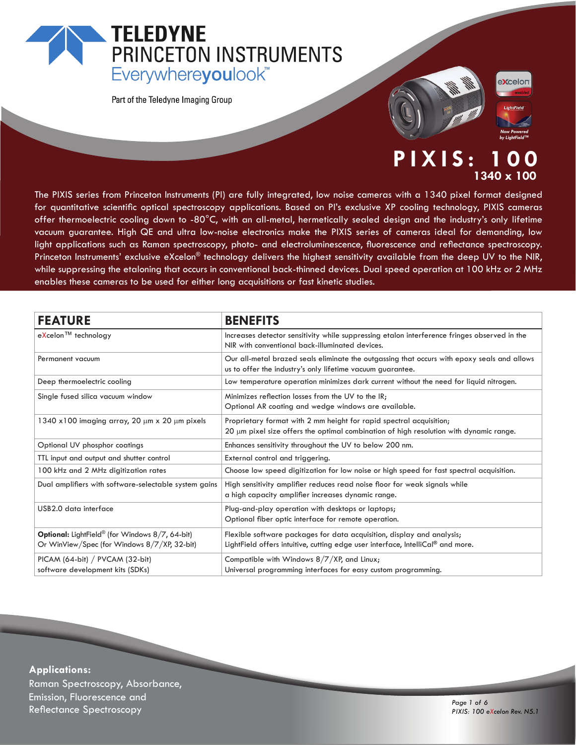# TELEDYNE PRINCETON INSTRUMENTS

Everywhereyoulook™

Part of the Teledyne Imaging Group

eXcelon enabled

LightField — Now Powered by LightField™

# PIXIS: 100

## 1340 x 100

The PIXIS series from Princeton Instruments (PI) are fully integrated, low noise cameras with a 1340 pixel format designed for quantitative scientific optical spectroscopy applications. Based on PI's exclusive XP cooling technology, PIXIS cameras offer thermoelectric cooling down to -80°C, with an all-metal, hermetically sealed design and the industry's only lifetime vacuum guarantee. High QE and ultra low-noise electronics make the PIXIS series of cameras ideal for demanding, low light applications such as Raman spectroscopy, photo- and electroluminescence, fluorescence and reflectance spectroscopy. Princeton Instruments' exclusive eXcelon® technology delivers the highest sensitivity available from the deep UV to the NIR, while suppressing the etaloning that occurs in conventional back-thinned devices. Dual speed operation at 100 kHz or 2 MHz enables these cameras to be used for either long acquisitions or fast kinetic studies.

| FEATURE | BENEFITS |
|---|---|
| eXcelon™ technology | Increases detector sensitivity while suppressing etalon interference fringes observed in the NIR with conventional back-illuminated devices. |
| Permanent vacuum | Our all-metal brazed seals eliminate the outgassing that occurs with epoxy seals and allows us to offer the industry's only lifetime vacuum guarantee. |
| Deep thermoelectric cooling | Low temperature operation minimizes dark current without the need for liquid nitrogen. |
| Single fused silica vacuum window | Minimizes reflection losses from the UV to the IR; Optional AR coating and wedge windows are available. |
| 1340 x100 imaging array, 20 µm x 20 µm pixels | Proprietary format with 2 mm height for rapid spectral acquisition; 20 µm pixel size offers the optimal combination of high resolution with dynamic range. |
| Optional UV phosphor coatings | Enhances sensitivity throughout the UV to below 200 nm. |
| TTL input and output and shutter control | External control and triggering. |
| 100 kHz and 2 MHz digitization rates | Choose low speed digitization for low noise or high speed for fast spectral acquisition. |
| Dual amplifiers with software-selectable system gains | High sensitivity amplifier reduces read noise floor for weak signals while a high capacity amplifier increases dynamic range. |
| USB2.0 data interface | Plug-and-play operation with desktops or laptops; Optional fiber optic interface for remote operation. |
| **Optional:** LightField® (for Windows 8/7, 64-bit) Or WinView/Spec (for Windows 8/7/XP, 32-bit) | Flexible software packages for data acquisition, display and analysis; LightField offers intuitive, cutting edge user interface, IntelliCal® and more. |
| PICAM (64-bit) / PVCAM (32-bit) software development kits (SDKs) | Compatible with Windows 8/7/XP, and Linux; Universal programming interfaces for easy custom programming. |

**Applications:**
Raman Spectroscopy, Absorbance, Emission, Fluorescence and Reflectance Spectroscopy

*PIXIS: 100 eXcelon Rev. N5.1*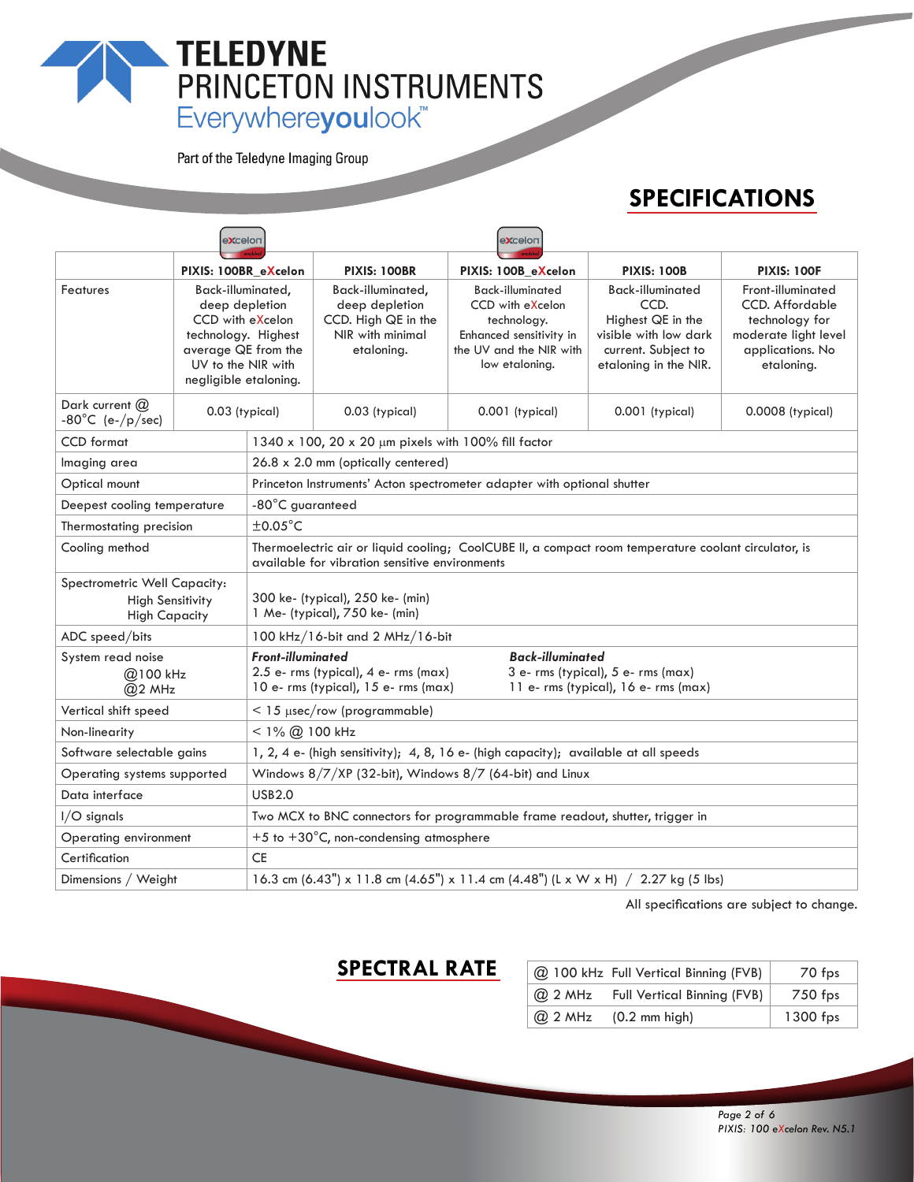TELEDYNE PRINCETON INSTRUMENTS
Everywhereyoulook™

Part of the Teledyne Imaging Group

## SPECIFICATIONS

| | PIXIS: 100BR_eXcelon | PIXIS: 100BR | PIXIS: 100B_eXcelon | PIXIS: 100B | PIXIS: 100F |
|---|---|---|---|---|---|
| Features | Back-illuminated, deep depletion CCD with eXcelon technology. Highest average QE from the UV to the NIR with negligible etaloning. | Back-illuminated, deep depletion CCD. High QE in the NIR with minimal etaloning. | Back-illuminated CCD with eXcelon technology. Enhanced sensitivity in the UV and the NIR with low etaloning. | Back-illuminated CCD. Highest QE in the visible with low dark current. Subject to etaloning in the NIR. | Front-illuminated CCD. Affordable technology for moderate light level applications. No etaloning. |
| Dark current @ -80°C (e-/p/sec) | 0.03 (typical) | 0.03 (typical) | 0.001 (typical) | 0.001 (typical) | 0.0008 (typical) |
| CCD format | 1340 x 100, 20 x 20 µm pixels with 100% fill factor | | | | |
| Imaging area | 26.8 x 2.0 mm (optically centered) | | | | |
| Optical mount | Princeton Instruments' Acton spectrometer adapter with optional shutter | | | | |
| Deepest cooling temperature | -80°C guaranteed | | | | |
| Thermostating precision | ±0.05°C | | | | |
| Cooling method | Thermoelectric air or liquid cooling; CoolCUBE II, a compact room temperature coolant circulator, is available for vibration sensitive environments | | | | |
| Spectrometric Well Capacity: High Sensitivity / High Capacity | 300 ke- (typical), 250 ke- (min) / 1 Me- (typical), 750 ke- (min) | | | | |
| ADC speed/bits | 100 kHz/16-bit and 2 MHz/16-bit | | | | |
| System read noise @100 kHz / @2 MHz | ***Front-illuminated*** 2.5 e- rms (typical), 4 e- rms (max) / 10 e- rms (typical), 15 e- rms (max) | ***Back-illuminated*** 3 e- rms (typical), 5 e- rms (max) / 11 e- rms (typical), 16 e- rms (max) | | | |
| Vertical shift speed | < 15 µsec/row (programmable) | | | | |
| Non-linearity | < 1% @ 100 kHz | | | | |
| Software selectable gains | 1, 2, 4 e- (high sensitivity); 4, 8, 16 e- (high capacity); available at all speeds | | | | |
| Operating systems supported | Windows 8/7/XP (32-bit), Windows 8/7 (64-bit) and Linux | | | | |
| Data interface | USB2.0 | | | | |
| I/O signals | Two MCX to BNC connectors for programmable frame readout, shutter, trigger in | | | | |
| Operating environment | +5 to +30°C, non-condensing atmosphere | | | | |
| Certification | CE | | | | |
| Dimensions / Weight | 16.3 cm (6.43") x 11.8 cm (4.65") x 11.4 cm (4.48") (L x W x H) / 2.27 kg (5 lbs) | | | | |

All specifications are subject to change.

## SPECTRAL RATE

| | | |
|---|---|---|
| @ 100 kHz | Full Vertical Binning (FVB) | 70 fps |
| @ 2 MHz | Full Vertical Binning (FVB) | 750 fps |
| @ 2 MHz | (0.2 mm high) | 1300 fps |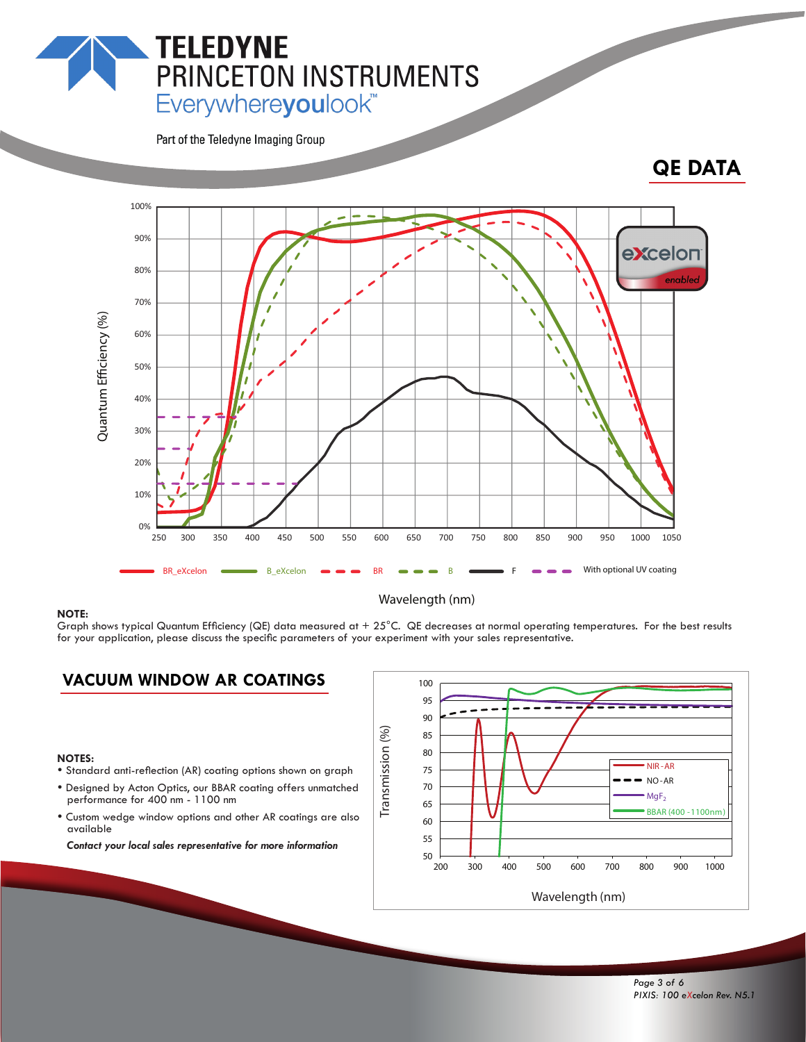## QE DATA

**NOTE:**
Graph shows typical Quantum Efficiency (QE) data measured at + 25°C. QE decreases at normal operating temperatures. For the best results for your application, please discuss the specific parameters of your experiment with your sales representative.

## VACUUM WINDOW AR COATINGS

**NOTES:**

- Standard anti-reflection (AR) coating options shown on graph
- Designed by Acton Optics, our BBAR coating offers unmatched performance for 400 nm - 1100 nm
- Custom wedge window options and other AR coatings are also available

***Contact your local sales representative for more information***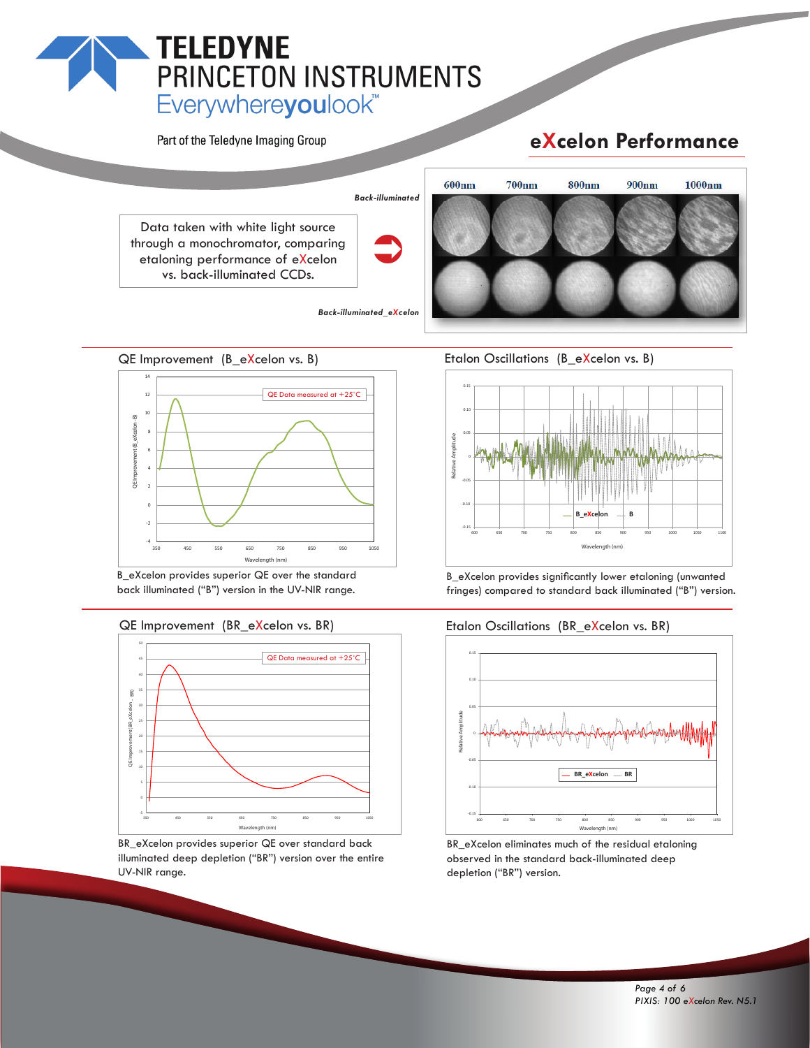# TELEDYNE PRINCETON INSTRUMENTS

Everywhereyoulook™

Part of the Teledyne Imaging Group

## eXcelon Performance

Data taken with white light source through a monochromator, comparing etaloning performance of eXcelon vs. back-illuminated CCDs.

*Back-illuminated*

600nm 700nm 800nm 900nm 1000nm

*Back-illuminated_eXcelon*

### QE Improvement (B_eXcelon vs. B)

QE Data measured at +25°C

B_eXcelon provides superior QE over the standard back illuminated ("B") version in the UV-NIR range.

### Etalon Oscillations (B_eXcelon vs. B)

B_eXcelon provides significantly lower etaloning (unwanted fringes) compared to standard back illuminated ("B") version.

### QE Improvement (BR_eXcelon vs. BR)

QE Data measured at +25°C

BR_eXcelon provides superior QE over standard back illuminated deep depletion ("BR") version over the entire UV-NIR range.

### Etalon Oscillations (BR_eXcelon vs. BR)

BR_eXcelon eliminates much of the residual etaloning observed in the standard back-illuminated deep depletion ("BR") version.

*PIXIS: 100 eXcelon Rev. N5.1*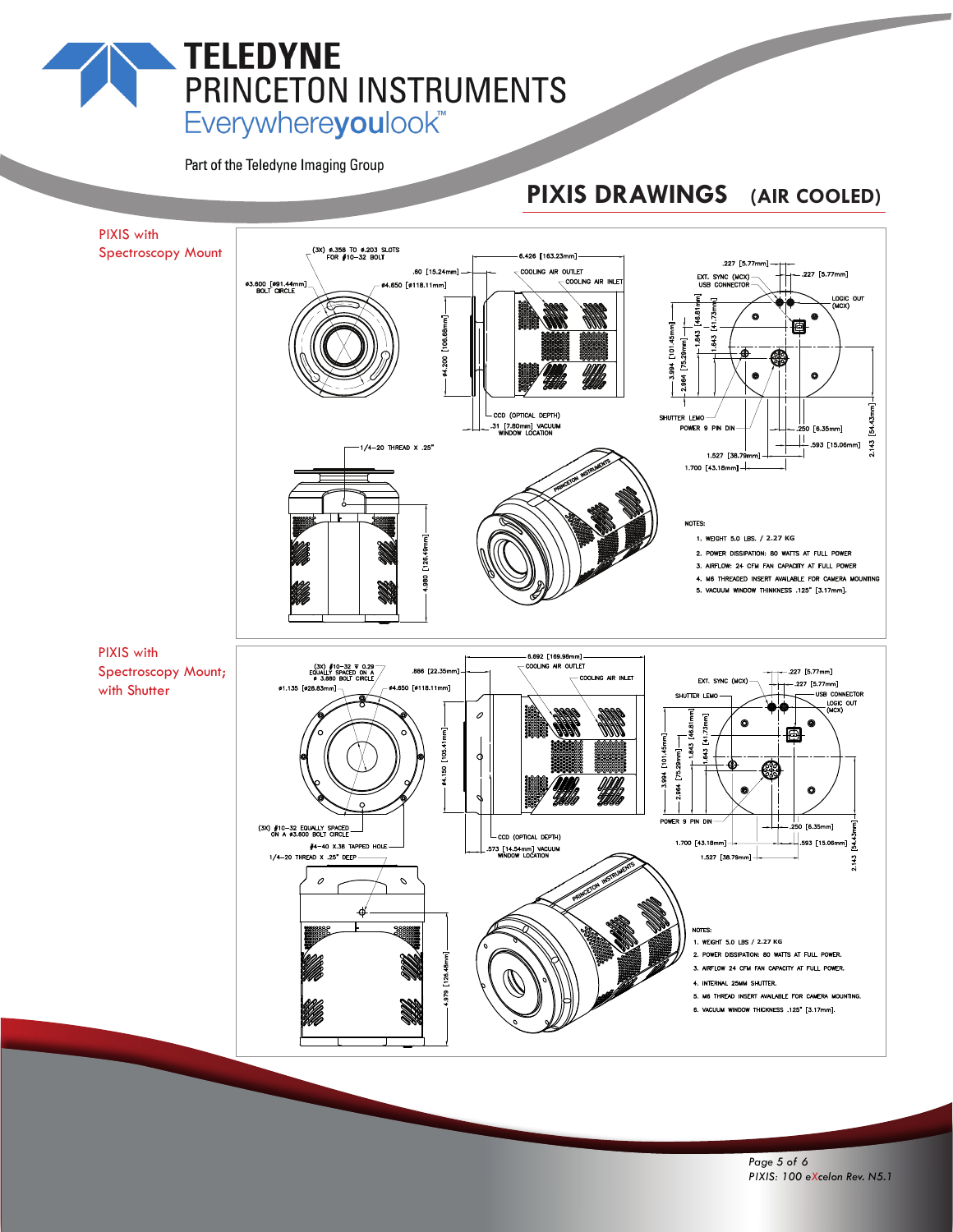# PIXIS DRAWINGS (AIR COOLED)

## PIXIS with Spectroscopy Mount

(3X) ⌀.358 TO ⌀.203 SLOTS FOR #10–32 BOLT

⌀3.600 [⌀91.44mm] BOLT CIRCLE

⌀4.650 [⌀118.11mm]

.60 [15.24mm]

6.426 [163.23mm]

COOLING AIR OUTLET

COOLING AIR INLET

⌀4.200 [106.68mm]

CCD (OPTICAL DEPTH)

.31 [7.80mm] VACUUM WINDOW LOCATION

.227 [5.77mm]

.227 [5.77mm]

EXT. SYNC (MCX)

USB CONNECTOR

LOGIC OUT (MCX)

3.994 [101.45mm]

2.964 [75.29mm]

1.843 [46.81mm]

1.643 [41.73mm]

SHUTTER LEMO

POWER 9 PIN DIN

.250 [6.35mm]

.593 [15.06mm]

2.143 [54.43mm]

1.527 [38.79mm]

1.700 [43.18mm]

1/4–20 THREAD X .25"

4.980 [126.49mm]

PRINCETON INSTRUMENTS

NOTES:

1. WEIGHT 5.0 LBS. / 2.27 KG
2. POWER DISSIPATION: 80 WATTS AT FULL POWER
3. AIRFLOW: 24 CFM FAN CAPACITY AT FULL POWER
4. M6 THREADED INSERT AVAILABLE FOR CAMERA MOUNTING
5. VACUUM WINDOW THINKNESS .125" [3.17mm].

## PIXIS with Spectroscopy Mount; with Shutter

(3X) #10–32 ∓ 0.29 EQUALLY SPACED ON A ⌀ 3.880 BOLT CIRCLE

⌀1.135 [⌀28.83mm]

.886 [22.35mm]

⌀4.650 [⌀118.11mm]

6.692 [169.98mm]

COOLING AIR OUTLET

COOLING AIR INLET

⌀4.150 [105.41mm]

(3X) #10–32 EQUALLY SPACED ON A ⌀3.600 BOLT CIRCLE

#4–40 X.38 TAPPED HOLE

1/4–20 THREAD X .25" DEEP

CCD (OPTICAL DEPTH)

.573 [14.54mm] VACUUM WINDOW LOCATION

EXT. SYNC (MCX)

.227 [5.77mm]

.227 [5.77mm]

SHUTTER LEMO

USB CONNECTOR

LOGIC OUT (MCX)

3.994 [101.45mm]

2.964 [75.29mm]

1.843 [46.81mm]

1.643 [41.73mm]

POWER 9 PIN DIN

.250 [6.35mm]

1.700 [43.18mm]

.593 [15.06mm]

1.527 [38.79mm]

2.143 [54.43mm]

4.979 [126.46mm]

PRINCETON INSTRUMENTS

NOTES:

1. WEIGHT 5.0 LBS / 2.27 KG
2. POWER DISSIPATION: 80 WATTS AT FULL POWER.
3. AIRFLOW 24 CFM FAN CAPACITY AT FULL POWER.
4. INTERNAL 25MM SHUTTER.
5. M6 THREAD INSERT AVAILABLE FOR CAMERA MOUNTING.
6. VACUUM WINDOW THICKNESS .125" [3.17mm].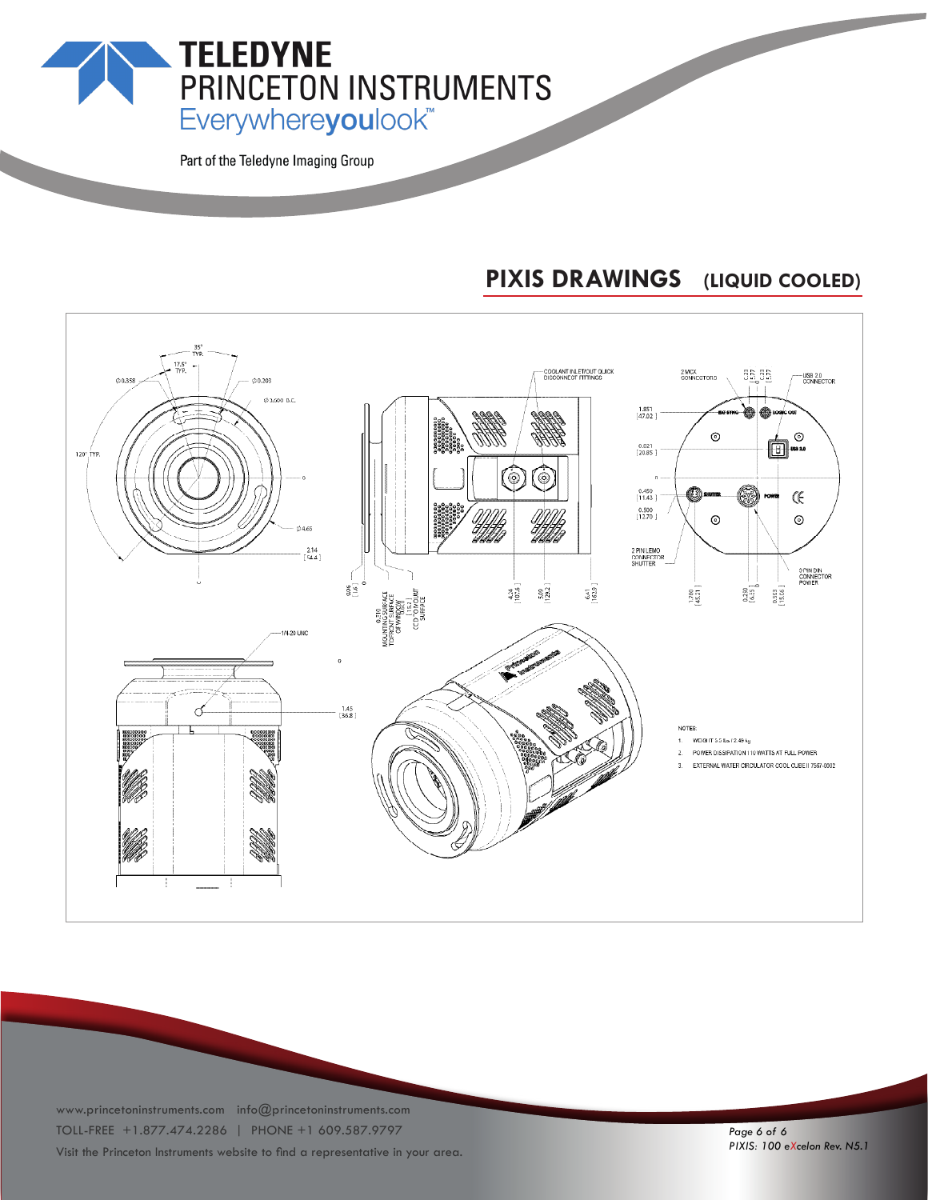## PIXIS DRAWINGS (LIQUID COOLED)

35° TYP.

17.5° TYP.

Ø 0.358

Ø 0.203

Ø 3.600 B.C.

120° TYP.

Ø 4.65

2.14 [54.4]

COOLANT INLET/OUT QUICK DISCONNECT FITTINGS

0.06 [1.6]

0.310 MOUNTING SURFACE TO FRONT SURFACE OF WINDOW

0.60 [15.2] CCD TO MOUNT SURFACE

4.24 [107.6]

5.09 [129.2]

6.41 [162.9]

2 MCX CONNECTORS

USB 2.0 CONNECTOR

1.851 [47.02]

0.821 [20.85]

0.450 [11.43]

0.500 [12.70]

2 PIN LEMO CONNECTOR SHUTTER

8 PIN DIN CONNECTOR POWER

1.780 [45.21]

0.250 [6.35]

0.593 [15.06]

1/4-20 UNC

1.45 [36.8]

NOTES:

1. WEIGHT 5.5 lbs / 2.49 kg
2. POWER DISSIPATION 110 WATTS AT FULL POWER
3. EXTERNAL WATER CIRCULATOR COOL CUBE II 7567-0002

www.princetoninstruments.com info@princetoninstruments.com

TOLL-FREE +1.877.474.2286 | PHONE +1 609.587.9797

Visit the Princeton Instruments website to find a representative in your area.